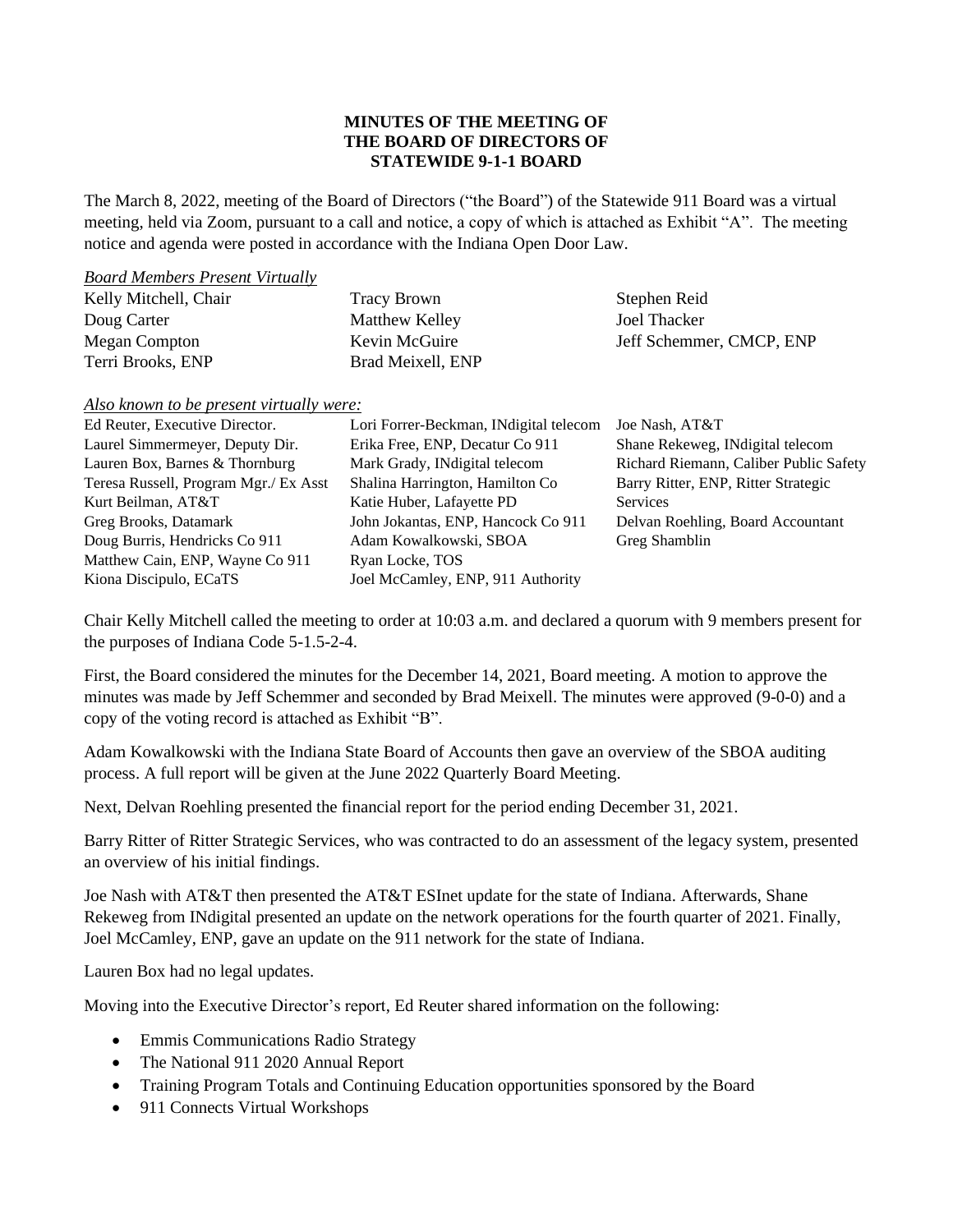**MINUTES OF THE MEETING OF THE BOARD OF DIRECTORS OF STATEWIDE 9-1-1 BOARD**

The March 8, 2022, meeting of the Board of Directors ("the Board") of the Statewide 911 Board was a virtual meeting, held via Zoom, pursuant to a call and notice, a copy of which is attached as Exhibit "A". The meeting notice and agenda were posted in accordance with the Indiana Open Door Law.

*Board Members Present Virtually*

| | | |
|---|---|---|
| Kelly Mitchell, Chair | Tracy Brown | Stephen Reid |
| Doug Carter | Matthew Kelley | Joel Thacker |
| Megan Compton | Kevin McGuire | Jeff Schemmer, CMCP, ENP |
| Terri Brooks, ENP | Brad Meixell, ENP | |

*Also known to be present virtually were:*

| | | |
|---|---|---|
| Ed Reuter, Executive Director. | Lori Forrer-Beckman, INdigital telecom | Joe Nash, AT&T |
| Laurel Simmermeyer, Deputy Dir. | Erika Free, ENP, Decatur Co 911 | Shane Rekeweg, INdigital telecom |
| Lauren Box, Barnes & Thornburg | Mark Grady, INdigital telecom | Richard Riemann, Caliber Public Safety |
| Teresa Russell, Program Mgr./ Ex Asst | Shalina Harrington, Hamilton Co | Barry Ritter, ENP, Ritter Strategic Services |
| Kurt Beilman, AT&T | Katie Huber, Lafayette PD | |
| Greg Brooks, Datamark | John Jokantas, ENP, Hancock Co 911 | Delvan Roehling, Board Accountant |
| Doug Burris, Hendricks Co 911 | Adam Kowalkowski, SBOA | Greg Shamblin |
| Matthew Cain, ENP, Wayne Co 911 | Ryan Locke, TOS | |
| Kiona Discipulo, ECaTS | Joel McCamley, ENP, 911 Authority | |

Chair Kelly Mitchell called the meeting to order at 10:03 a.m. and declared a quorum with 9 members present for the purposes of Indiana Code 5-1.5-2-4.

First, the Board considered the minutes for the December 14, 2021, Board meeting. A motion to approve the minutes was made by Jeff Schemmer and seconded by Brad Meixell. The minutes were approved (9-0-0) and a copy of the voting record is attached as Exhibit "B".

Adam Kowalkowski with the Indiana State Board of Accounts then gave an overview of the SBOA auditing process. A full report will be given at the June 2022 Quarterly Board Meeting.

Next, Delvan Roehling presented the financial report for the period ending December 31, 2021.

Barry Ritter of Ritter Strategic Services, who was contracted to do an assessment of the legacy system, presented an overview of his initial findings.

Joe Nash with AT&T then presented the AT&T ESInet update for the state of Indiana. Afterwards, Shane Rekeweg from INdigital presented an update on the network operations for the fourth quarter of 2021. Finally, Joel McCamley, ENP, gave an update on the 911 network for the state of Indiana.

Lauren Box had no legal updates.

Moving into the Executive Director's report, Ed Reuter shared information on the following:

- Emmis Communications Radio Strategy
- The National 911 2020 Annual Report
- Training Program Totals and Continuing Education opportunities sponsored by the Board
- 911 Connects Virtual Workshops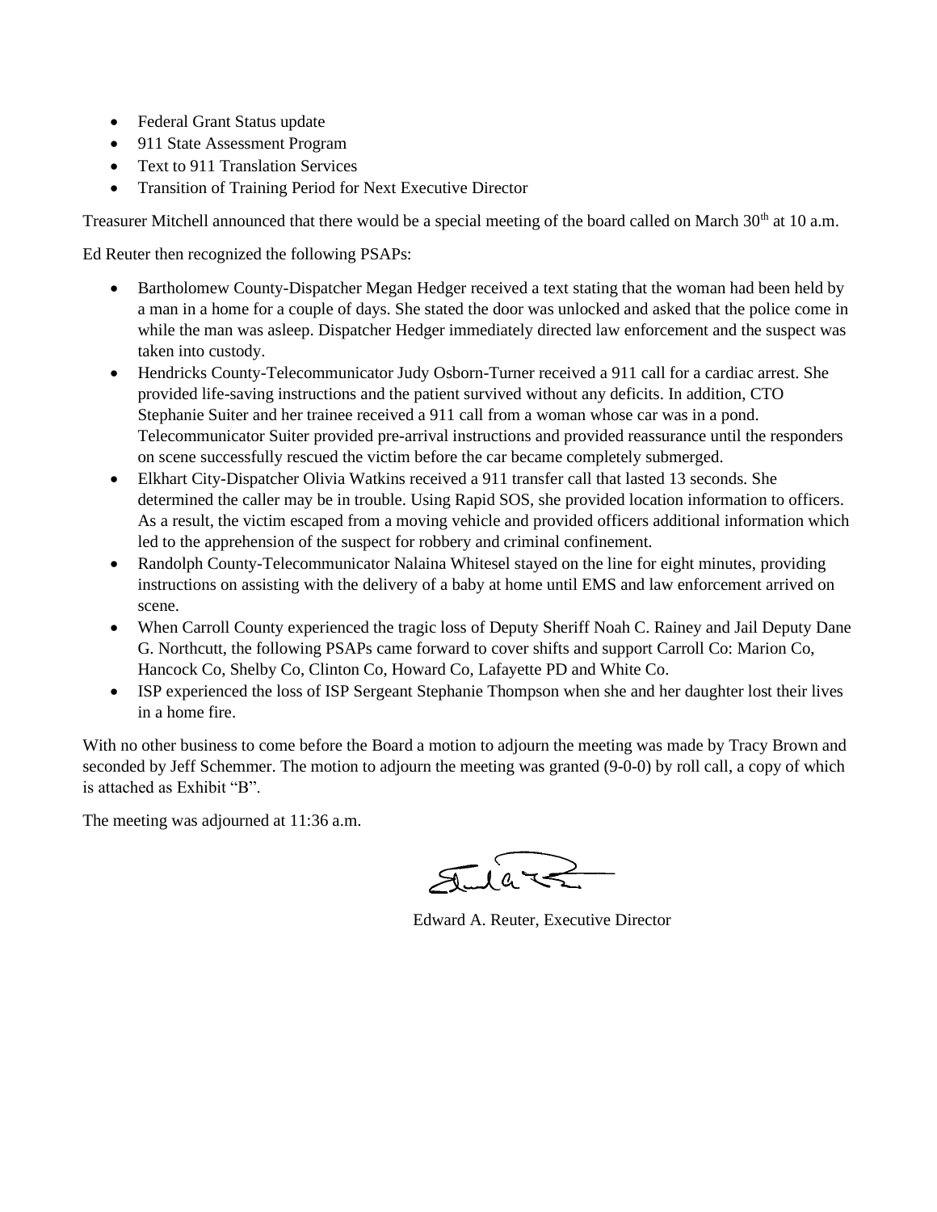- Federal Grant Status update
- 911 State Assessment Program
- Text to 911 Translation Services
- Transition of Training Period for Next Executive Director

Treasurer Mitchell announced that there would be a special meeting of the board called on March 30th at 10 a.m.

Ed Reuter then recognized the following PSAPs:

- Bartholomew County-Dispatcher Megan Hedger received a text stating that the woman had been held by a man in a home for a couple of days. She stated the door was unlocked and asked that the police come in while the man was asleep. Dispatcher Hedger immediately directed law enforcement and the suspect was taken into custody.
- Hendricks County-Telecommunicator Judy Osborn-Turner received a 911 call for a cardiac arrest. She provided life-saving instructions and the patient survived without any deficits. In addition, CTO Stephanie Suiter and her trainee received a 911 call from a woman whose car was in a pond. Telecommunicator Suiter provided pre-arrival instructions and provided reassurance until the responders on scene successfully rescued the victim before the car became completely submerged.
- Elkhart City-Dispatcher Olivia Watkins received a 911 transfer call that lasted 13 seconds. She determined the caller may be in trouble. Using Rapid SOS, she provided location information to officers. As a result, the victim escaped from a moving vehicle and provided officers additional information which led to the apprehension of the suspect for robbery and criminal confinement.
- Randolph County-Telecommunicator Nalaina Whitesel stayed on the line for eight minutes, providing instructions on assisting with the delivery of a baby at home until EMS and law enforcement arrived on scene.
- When Carroll County experienced the tragic loss of Deputy Sheriff Noah C. Rainey and Jail Deputy Dane G. Northcutt, the following PSAPs came forward to cover shifts and support Carroll Co: Marion Co, Hancock Co, Shelby Co, Clinton Co, Howard Co, Lafayette PD and White Co.
- ISP experienced the loss of ISP Sergeant Stephanie Thompson when she and her daughter lost their lives in a home fire.

With no other business to come before the Board a motion to adjourn the meeting was made by Tracy Brown and seconded by Jeff Schemmer. The motion to adjourn the meeting was granted (9-0-0) by roll call, a copy of which is attached as Exhibit "B".

The meeting was adjourned at 11:36 a.m.

Edward A. Reuter, Executive Director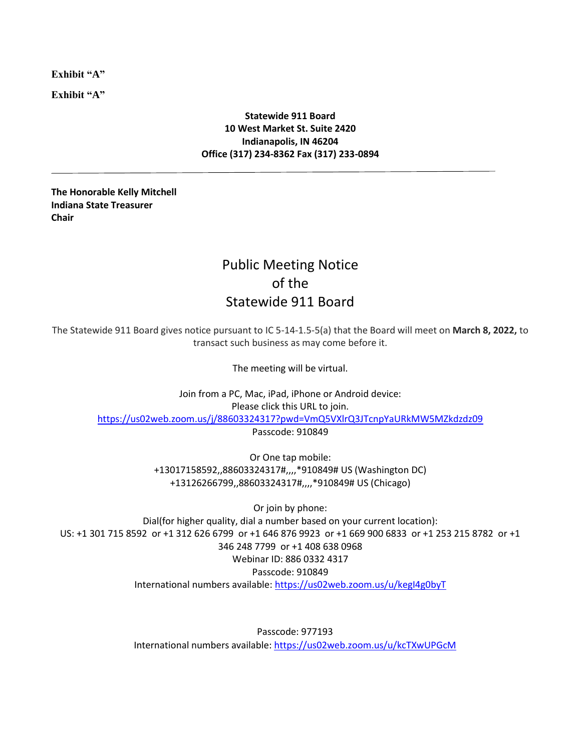**Exhibit "A"**

**Exhibit "A"**

**Statewide 911 Board**
**10 West Market St. Suite 2420**
**Indianapolis, IN 46204**
**Office (317) 234-8362 Fax (317) 233-0894**

---

**The Honorable Kelly Mitchell**
**Indiana State Treasurer**
**Chair**

# Public Meeting Notice of the Statewide 911 Board

The Statewide 911 Board gives notice pursuant to IC 5-14-1.5-5(a) that the Board will meet on **March 8, 2022,** to transact such business as may come before it.

The meeting will be virtual.

Join from a PC, Mac, iPad, iPhone or Android device:
Please click this URL to join.
https://us02web.zoom.us/j/88603324317?pwd=VmQ5VXlrQ3JTcnpYaURkMW5MZkdzdz09
Passcode: 910849

Or One tap mobile:
+13017158592,,88603324317#,,,,*910849# US (Washington DC)
+13126266799,,88603324317#,,,,*910849# US (Chicago)

Or join by phone:
Dial(for higher quality, dial a number based on your current location):
US: +1 301 715 8592 or +1 312 626 6799 or +1 646 876 9923 or +1 669 900 6833 or +1 253 215 8782 or +1 346 248 7799 or +1 408 638 0968
Webinar ID: 886 0332 4317
Passcode: 910849
International numbers available: https://us02web.zoom.us/u/kegI4g0byT

Passcode: 977193
International numbers available: https://us02web.zoom.us/u/kcTXwUPGcM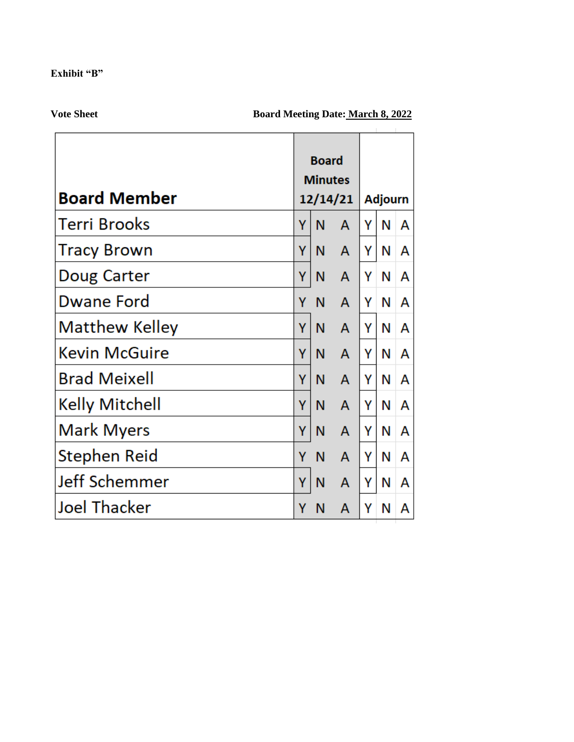**Exhibit "B"**

**Vote Sheet** **Board Meeting Date: March 8, 2022**

| Board Member | Board Minutes 12/14/21 | | | Adjourn | | |
|---|---|---|---|---|---|---|
| Terri Brooks | Y | N | A | Y | N | A |
| Tracy Brown | Y | N | A | Y | N | A |
| Doug Carter | Y | N | A | Y | N | A |
| Dwane Ford | Y | N | A | Y | N | A |
| Matthew Kelley | Y | N | A | Y | N | A |
| Kevin McGuire | Y | N | A | Y | N | A |
| Brad Meixell | Y | N | A | Y | N | A |
| Kelly Mitchell | Y | N | A | Y | N | A |
| Mark Myers | Y | N | A | Y | N | A |
| Stephen Reid | Y | N | A | Y | N | A |
| Jeff Schemmer | Y | N | A | Y | N | A |
| Joel Thacker | Y | N | A | Y | N | A |